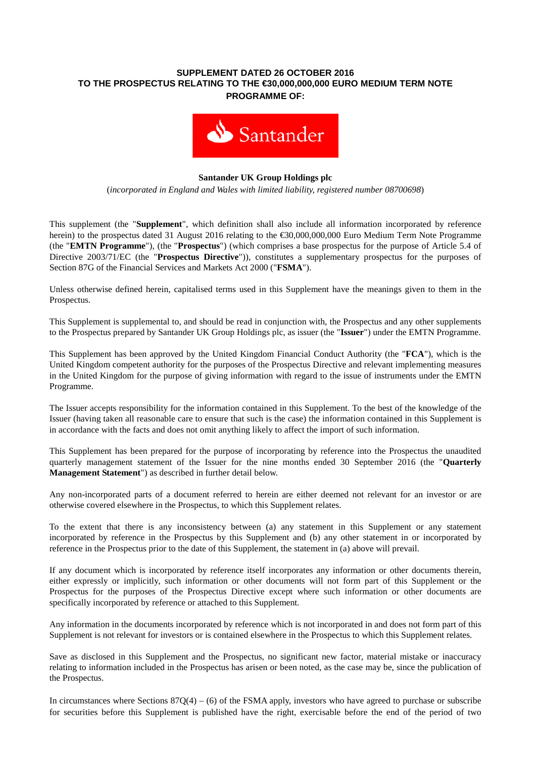**SUPPLEMENT DATED 26 OCTOBER 2016**
**TO THE PROSPECTUS RELATING TO THE €30,000,000,000 EURO MEDIUM TERM NOTE PROGRAMME OF:**

Santander

**Santander UK Group Holdings plc**

(*incorporated in England and Wales with limited liability, registered number 08700698*)

This supplement (the "**Supplement**", which definition shall also include all information incorporated by reference herein) to the prospectus dated 31 August 2016 relating to the €30,000,000,000 Euro Medium Term Note Programme (the "**EMTN Programme**"), (the "**Prospectus**") (which comprises a base prospectus for the purpose of Article 5.4 of Directive 2003/71/EC (the "**Prospectus Directive**")), constitutes a supplementary prospectus for the purposes of Section 87G of the Financial Services and Markets Act 2000 ("**FSMA**").

Unless otherwise defined herein, capitalised terms used in this Supplement have the meanings given to them in the Prospectus.

This Supplement is supplemental to, and should be read in conjunction with, the Prospectus and any other supplements to the Prospectus prepared by Santander UK Group Holdings plc, as issuer (the "**Issuer**") under the EMTN Programme.

This Supplement has been approved by the United Kingdom Financial Conduct Authority (the "**FCA**"), which is the United Kingdom competent authority for the purposes of the Prospectus Directive and relevant implementing measures in the United Kingdom for the purpose of giving information with regard to the issue of instruments under the EMTN Programme.

The Issuer accepts responsibility for the information contained in this Supplement. To the best of the knowledge of the Issuer (having taken all reasonable care to ensure that such is the case) the information contained in this Supplement is in accordance with the facts and does not omit anything likely to affect the import of such information.

This Supplement has been prepared for the purpose of incorporating by reference into the Prospectus the unaudited quarterly management statement of the Issuer for the nine months ended 30 September 2016 (the "**Quarterly Management Statement**") as described in further detail below.

Any non-incorporated parts of a document referred to herein are either deemed not relevant for an investor or are otherwise covered elsewhere in the Prospectus, to which this Supplement relates.

To the extent that there is any inconsistency between (a) any statement in this Supplement or any statement incorporated by reference in the Prospectus by this Supplement and (b) any other statement in or incorporated by reference in the Prospectus prior to the date of this Supplement, the statement in (a) above will prevail.

If any document which is incorporated by reference itself incorporates any information or other documents therein, either expressly or implicitly, such information or other documents will not form part of this Supplement or the Prospectus for the purposes of the Prospectus Directive except where such information or other documents are specifically incorporated by reference or attached to this Supplement.

Any information in the documents incorporated by reference which is not incorporated in and does not form part of this Supplement is not relevant for investors or is contained elsewhere in the Prospectus to which this Supplement relates.

Save as disclosed in this Supplement and the Prospectus, no significant new factor, material mistake or inaccuracy relating to information included in the Prospectus has arisen or been noted, as the case may be, since the publication of the Prospectus.

In circumstances where Sections 87Q(4) – (6) of the FSMA apply, investors who have agreed to purchase or subscribe for securities before this Supplement is published have the right, exercisable before the end of the period of two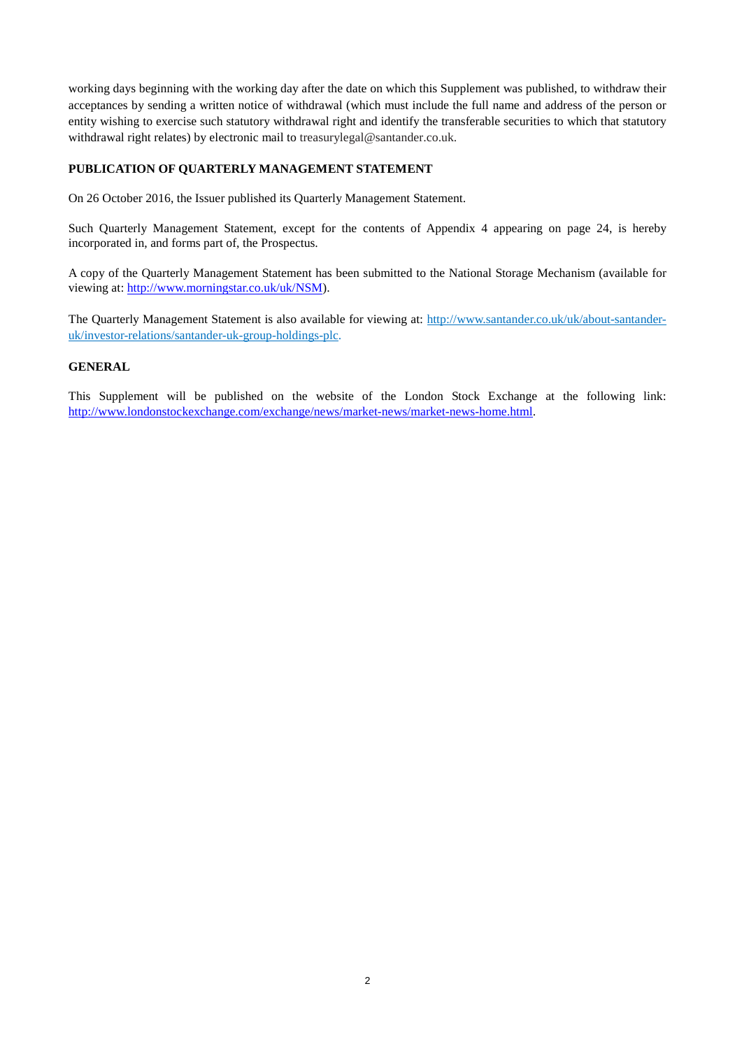working days beginning with the working day after the date on which this Supplement was published, to withdraw their acceptances by sending a written notice of withdrawal (which must include the full name and address of the person or entity wishing to exercise such statutory withdrawal right and identify the transferable securities to which that statutory withdrawal right relates) by electronic mail to treasurylegal@santander.co.uk.

## PUBLICATION OF QUARTERLY MANAGEMENT STATEMENT

On 26 October 2016, the Issuer published its Quarterly Management Statement.

Such Quarterly Management Statement, except for the contents of Appendix 4 appearing on page 24, is hereby incorporated in, and forms part of, the Prospectus.

A copy of the Quarterly Management Statement has been submitted to the National Storage Mechanism (available for viewing at: http://www.morningstar.co.uk/uk/NSM).

The Quarterly Management Statement is also available for viewing at: http://www.santander.co.uk/uk/about-santander-uk/investor-relations/santander-uk-group-holdings-plc.

## GENERAL

This Supplement will be published on the website of the London Stock Exchange at the following link: http://www.londonstockexchange.com/exchange/news/market-news/market-news-home.html.